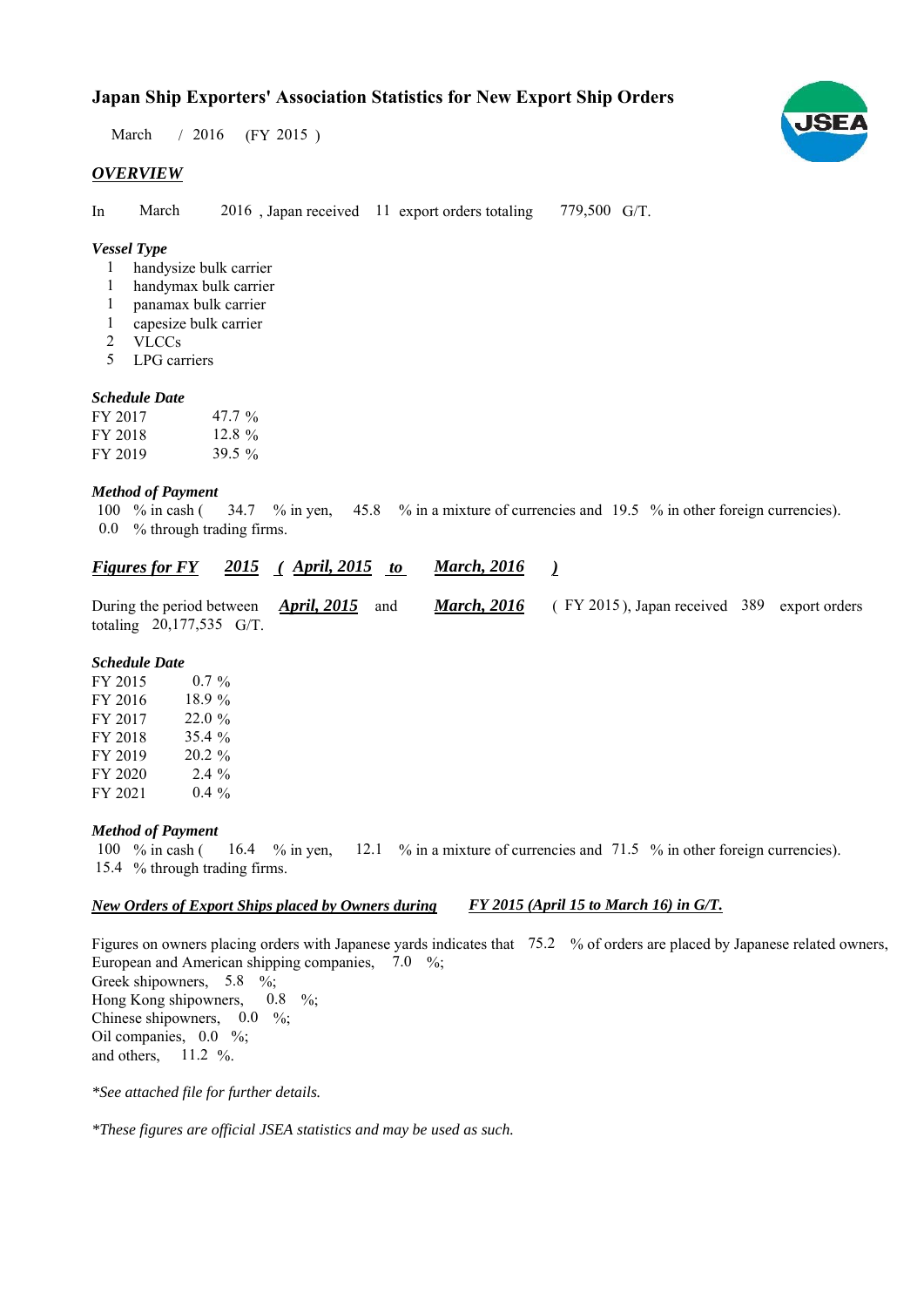# Japan Ship Exporters' Association Statistics for New Export Ship Orders

March / 2016 (FY 2015 )

## *OVERVIEW*

In March 2016 , Japan received 11 export orders totaling 779,500 G/T.

### *Vessel Type*

1 handysize bulk carrier
1 handymax bulk carrier
1 panamax bulk carrier
1 capesize bulk carrier
2 VLCCs
5 LPG carriers

### *Schedule Date*

| | |
|---|---|
| FY 2017 | 47.7 % |
| FY 2018 | 12.8 % |
| FY 2019 | 39.5 % |

### *Method of Payment*

100 % in cash ( 34.7 % in yen, 45.8 % in a mixture of currencies and 19.5 % in other foreign currencies).
0.0 % through trading firms.

## ***Figures for FY 2015 ( April, 2015 to March, 2016 )***

During the period between *April, 2015* and *March, 2016* ( FY 2015 ), Japan received 389 export orders totaling 20,177,535 G/T.

### *Schedule Date*

| | |
|---|---|
| FY 2015 | 0.7 % |
| FY 2016 | 18.9 % |
| FY 2017 | 22.0 % |
| FY 2018 | 35.4 % |
| FY 2019 | 20.2 % |
| FY 2020 | 2.4 % |
| FY 2021 | 0.4 % |

### *Method of Payment*

100 % in cash ( 16.4 % in yen, 12.1 % in a mixture of currencies and 71.5 % in other foreign currencies).
15.4 % through trading firms.

### ***New Orders of Export Ships placed by Owners during FY 2015 (April 15 to March 16) in G/T.***

Figures on owners placing orders with Japanese yards indicates that 75.2 % of orders are placed by Japanese related owners,
European and American shipping companies, 7.0 %;
Greek shipowners, 5.8 %;
Hong Kong shipowners, 0.8 %;
Chinese shipowners, 0.0 %;
Oil companies, 0.0 %;
and others, 11.2 %.

*\*See attached file for further details.*

*\*These figures are official JSEA statistics and may be used as such.*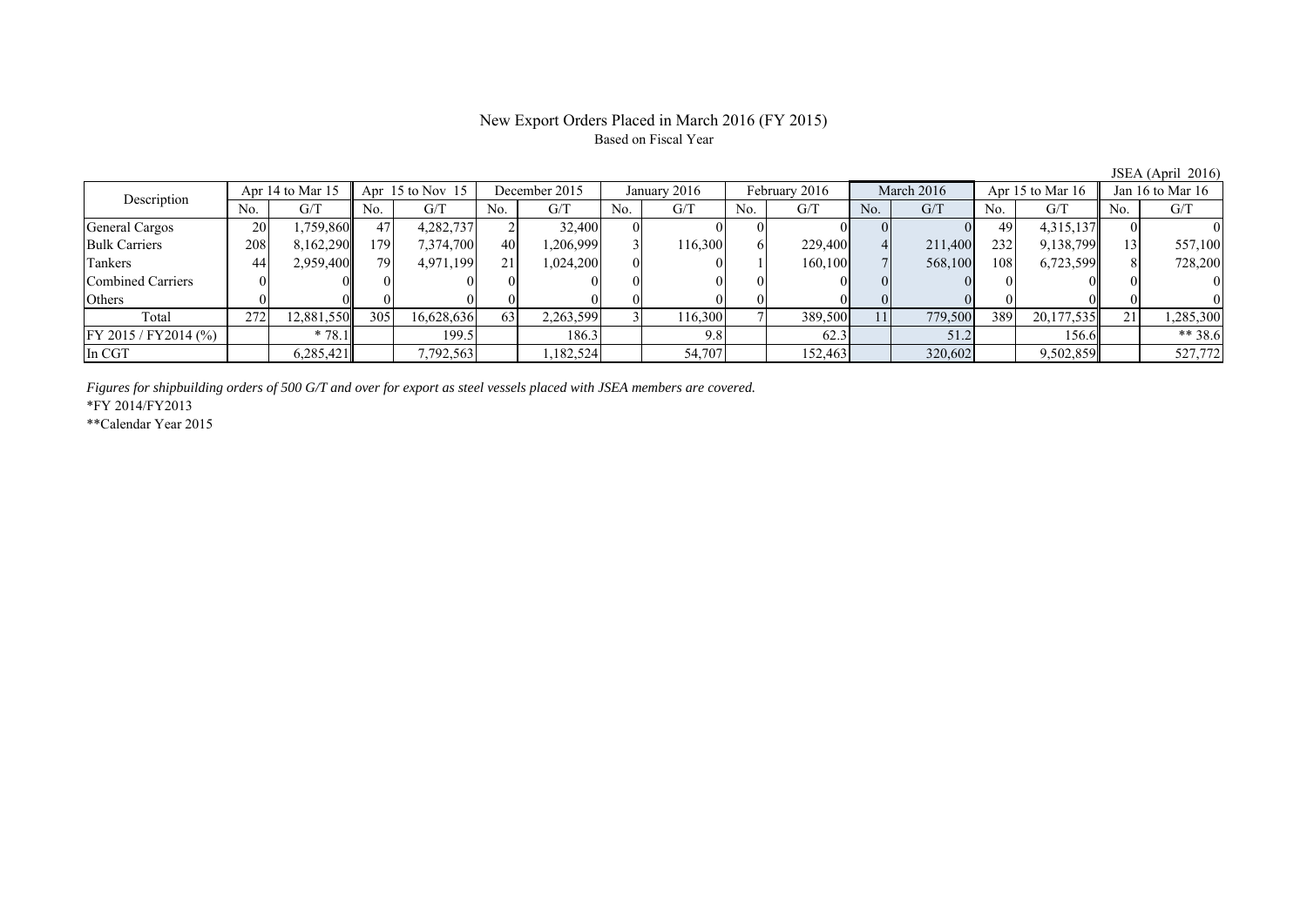# New Export Orders Placed in March 2016 (FY 2015)

Based on Fiscal Year

JSEA (April 2016)

| Description | Apr 14 to Mar 15 | | Apr 15 to Nov 15 | | December 2015 | | January 2016 | | February 2016 | | March 2016 | | Apr 15 to Mar 16 | | Jan 16 to Mar 16 | |
|---|---|---|---|---|---|---|---|---|---|---|---|---|---|---|---|---|
| | No. | G/T | No. | G/T | No. | G/T | No. | G/T | No. | G/T | No. | G/T | No. | G/T | No. | G/T |
| General Cargos | 20 | 1,759,860 | 47 | 4,282,737 | 2 | 32,400 | 0 | 0 | 0 | 0 | 0 | 0 | 49 | 4,315,137 | 0 | 0 |
| Bulk Carriers | 208 | 8,162,290 | 179 | 7,374,700 | 40 | 1,206,999 | 3 | 116,300 | 6 | 229,400 | 4 | 211,400 | 232 | 9,138,799 | 13 | 557,100 |
| Tankers | 44 | 2,959,400 | 79 | 4,971,199 | 21 | 1,024,200 | 0 | 0 | 1 | 160,100 | 7 | 568,100 | 108 | 6,723,599 | 8 | 728,200 |
| Combined Carriers | 0 | 0 | 0 | 0 | 0 | 0 | 0 | 0 | 0 | 0 | 0 | 0 | 0 | 0 | 0 | 0 |
| Others | 0 | 0 | 0 | 0 | 0 | 0 | 0 | 0 | 0 | 0 | 0 | 0 | 0 | 0 | 0 | 0 |
| Total | 272 | 12,881,550 | 305 | 16,628,636 | 63 | 2,263,599 | 3 | 116,300 | 7 | 389,500 | 11 | 779,500 | 389 | 20,177,535 | 21 | 1,285,300 |
| FY 2015 / FY2014 (%) | | * 78.1 | | 199.5 | | 186.3 | | 9.8 | | 62.3 | | 51.2 | | 156.6 | | ** 38.6 |
| In CGT | | 6,285,421 | | 7,792,563 | | 1,182,524 | | 54,707 | | 152,463 | | 320,602 | | 9,502,859 | | 527,772 |

*Figures for shipbuilding orders of 500 G/T and over for export as steel vessels placed with JSEA members are covered.*

*FY 2014/FY2013

**Calendar Year 2015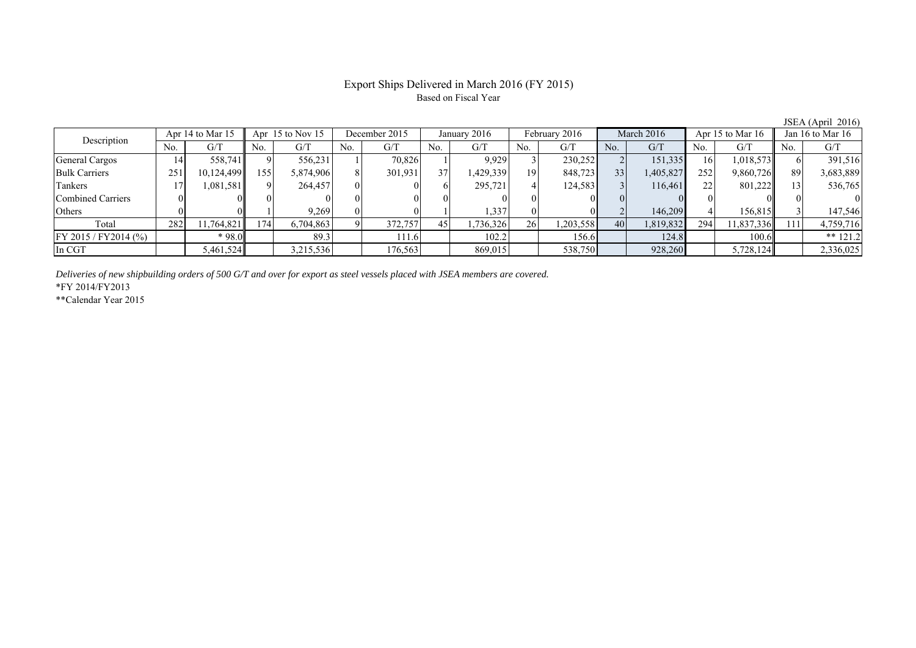# Export Ships Delivered in March 2016 (FY 2015)

Based on Fiscal Year

JSEA (April 2016)

| Description | Apr 14 to Mar 15 | | Apr 15 to Nov 15 | | December 2015 | | January 2016 | | February 2016 | | March 2016 | | Apr 15 to Mar 16 | | Jan 16 to Mar 16 | |
|---|---|---|---|---|---|---|---|---|---|---|---|---|---|---|---|---|
| | No. | G/T | No. | G/T | No. | G/T | No. | G/T | No. | G/T | No. | G/T | No. | G/T | No. | G/T |
| General Cargos | 14 | 558,741 | 9 | 556,231 | 1 | 70,826 | 1 | 9,929 | 3 | 230,252 | 2 | 151,335 | 16 | 1,018,573 | 6 | 391,516 |
| Bulk Carriers | 251 | 10,124,499 | 155 | 5,874,906 | 8 | 301,931 | 37 | 1,429,339 | 19 | 848,723 | 33 | 1,405,827 | 252 | 9,860,726 | 89 | 3,683,889 |
| Tankers | 17 | 1,081,581 | 9 | 264,457 | 0 | 0 | 6 | 295,721 | 4 | 124,583 | 3 | 116,461 | 22 | 801,222 | 13 | 536,765 |
| Combined Carriers | 0 | 0 | 0 | 0 | 0 | 0 | 0 | 0 | 0 | 0 | 0 | 0 | 0 | 0 | 0 | 0 |
| Others | 0 | 0 | 1 | 9,269 | 0 | 0 | 1 | 1,337 | 0 | 0 | 2 | 146,209 | 4 | 156,815 | 3 | 147,546 |
| Total | 282 | 11,764,821 | 174 | 6,704,863 | 9 | 372,757 | 45 | 1,736,326 | 26 | 1,203,558 | 40 | 1,819,832 | 294 | 11,837,336 | 111 | 4,759,716 |
| FY 2015 / FY2014 (%) | | * 98.0 | | 89.3 | | 111.6 | | 102.2 | | 156.6 | | 124.8 | | 100.6 | | ** 121.2 |
| In CGT | | 5,461,524 | | 3,215,536 | | 176,563 | | 869,015 | | 538,750 | | 928,260 | | 5,728,124 | | 2,336,025 |

*Deliveries of new shipbuilding orders of 500 G/T and over for export as steel vessels placed with JSEA members are covered.*

*FY 2014/FY2013

**Calendar Year 2015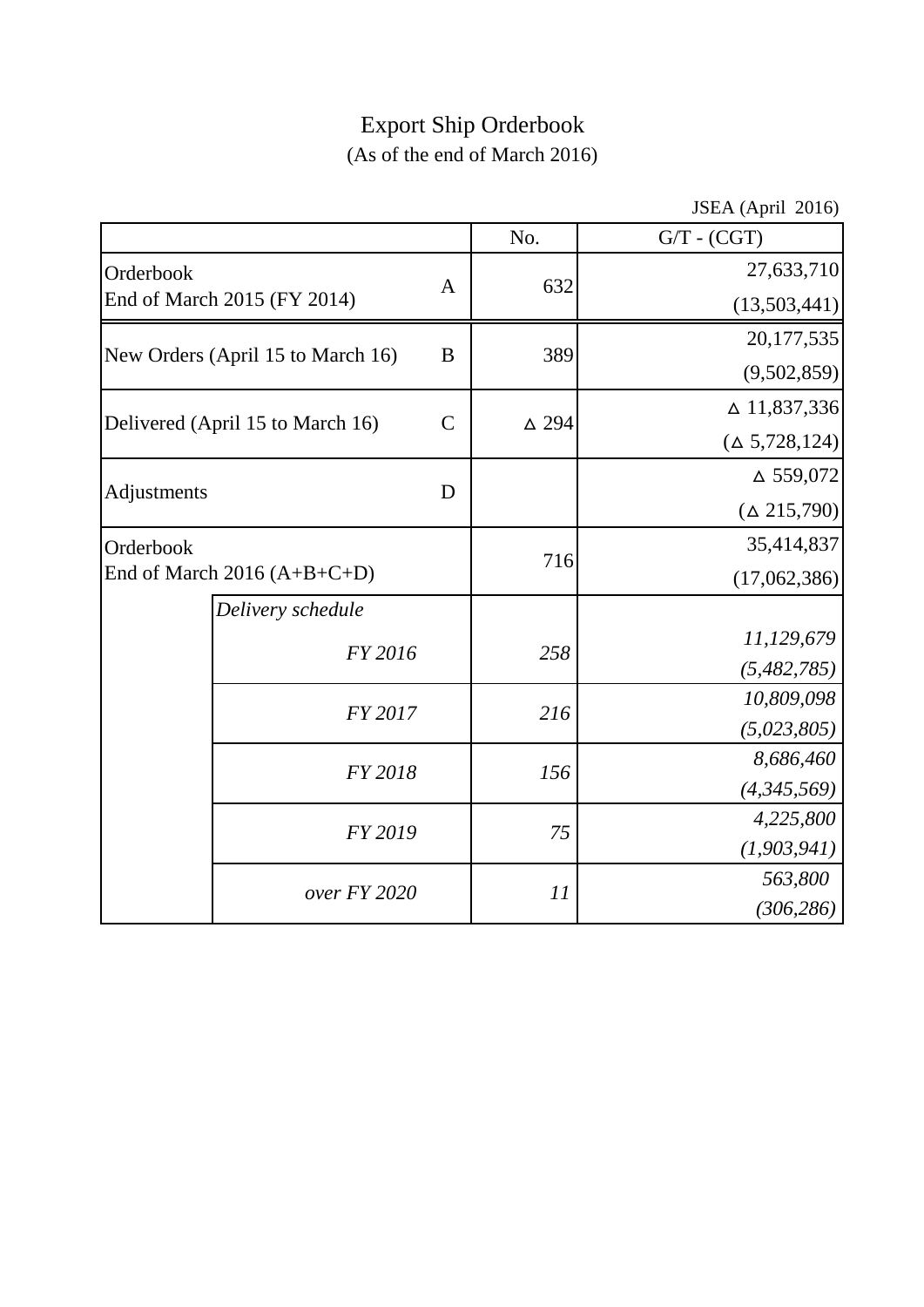# Export Ship Orderbook

(As of the end of March 2016)

JSEA (April 2016)

| | | | No. | G/T - (CGT) |
|---|---|---|---|---|
| Orderbook End of March 2015 (FY 2014) | | A | 632 | 27,633,710 (13,503,441) |
| New Orders (April 15 to March 16) | | B | 389 | 20,177,535 (9,502,859) |
| Delivered (April 15 to March 16) | | C | △ 294 | △ 11,837,336 (△ 5,728,124) |
| Adjustments | | D | | △ 559,072 (△ 215,790) |
| Orderbook End of March 2016 (A+B+C+D) | | | 716 | 35,414,837 (17,062,386) |
| | *Delivery schedule* | | | |
| | *FY 2016* | | *258* | *11,129,679 (5,482,785)* |
| | *FY 2017* | | *216* | *10,809,098 (5,023,805)* |
| | *FY 2018* | | *156* | *8,686,460 (4,345,569)* |
| | *FY 2019* | | *75* | *4,225,800 (1,903,941)* |
| | *over FY 2020* | | *11* | *563,800 (306,286)* |